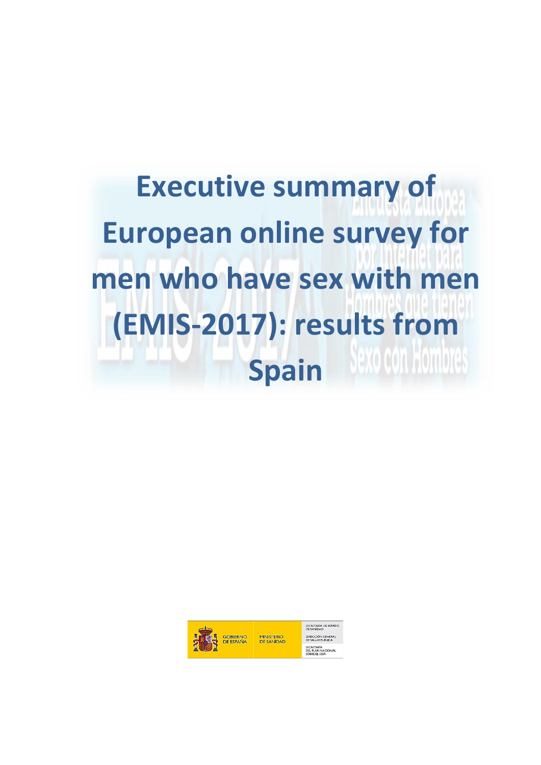# Executive summary of European online survey for men who have sex with men (EMIS-2017): results from Spain

GOBIERNO DE ESPAÑA

MINISTERIO DE SANIDAD

SECRETARÍA DE ESTADO DE SANIDAD

DIRECCIÓN GENERAL DE SALUD PÚBLICA

SECRETARÍA DEL PLAN NACIONAL SOBRE EL SIDA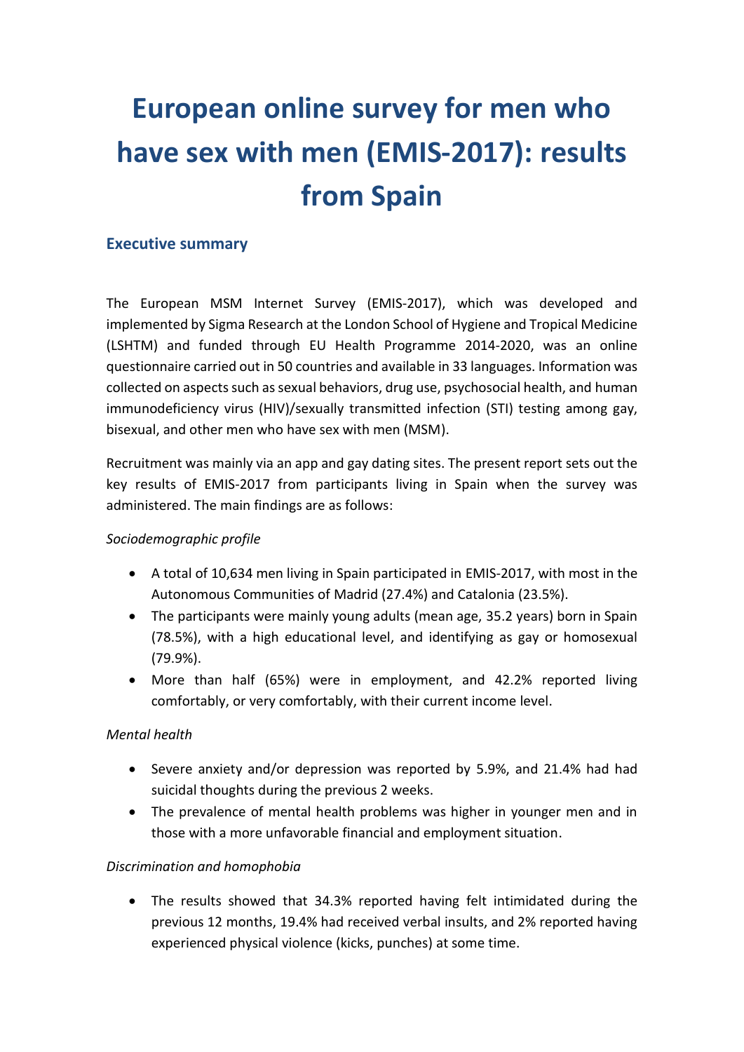# European online survey for men who have sex with men (EMIS-2017): results from Spain

## Executive summary

The European MSM Internet Survey (EMIS-2017), which was developed and implemented by Sigma Research at the London School of Hygiene and Tropical Medicine (LSHTM) and funded through EU Health Programme 2014-2020, was an online questionnaire carried out in 50 countries and available in 33 languages. Information was collected on aspects such as sexual behaviors, drug use, psychosocial health, and human immunodeficiency virus (HIV)/sexually transmitted infection (STI) testing among gay, bisexual, and other men who have sex with men (MSM).

Recruitment was mainly via an app and gay dating sites. The present report sets out the key results of EMIS-2017 from participants living in Spain when the survey was administered. The main findings are as follows:

*Sociodemographic profile*

- A total of 10,634 men living in Spain participated in EMIS-2017, with most in the Autonomous Communities of Madrid (27.4%) and Catalonia (23.5%).
- The participants were mainly young adults (mean age, 35.2 years) born in Spain (78.5%), with a high educational level, and identifying as gay or homosexual (79.9%).
- More than half (65%) were in employment, and 42.2% reported living comfortably, or very comfortably, with their current income level.

*Mental health*

- Severe anxiety and/or depression was reported by 5.9%, and 21.4% had had suicidal thoughts during the previous 2 weeks.
- The prevalence of mental health problems was higher in younger men and in those with a more unfavorable financial and employment situation.

*Discrimination and homophobia*

- The results showed that 34.3% reported having felt intimidated during the previous 12 months, 19.4% had received verbal insults, and 2% reported having experienced physical violence (kicks, punches) at some time.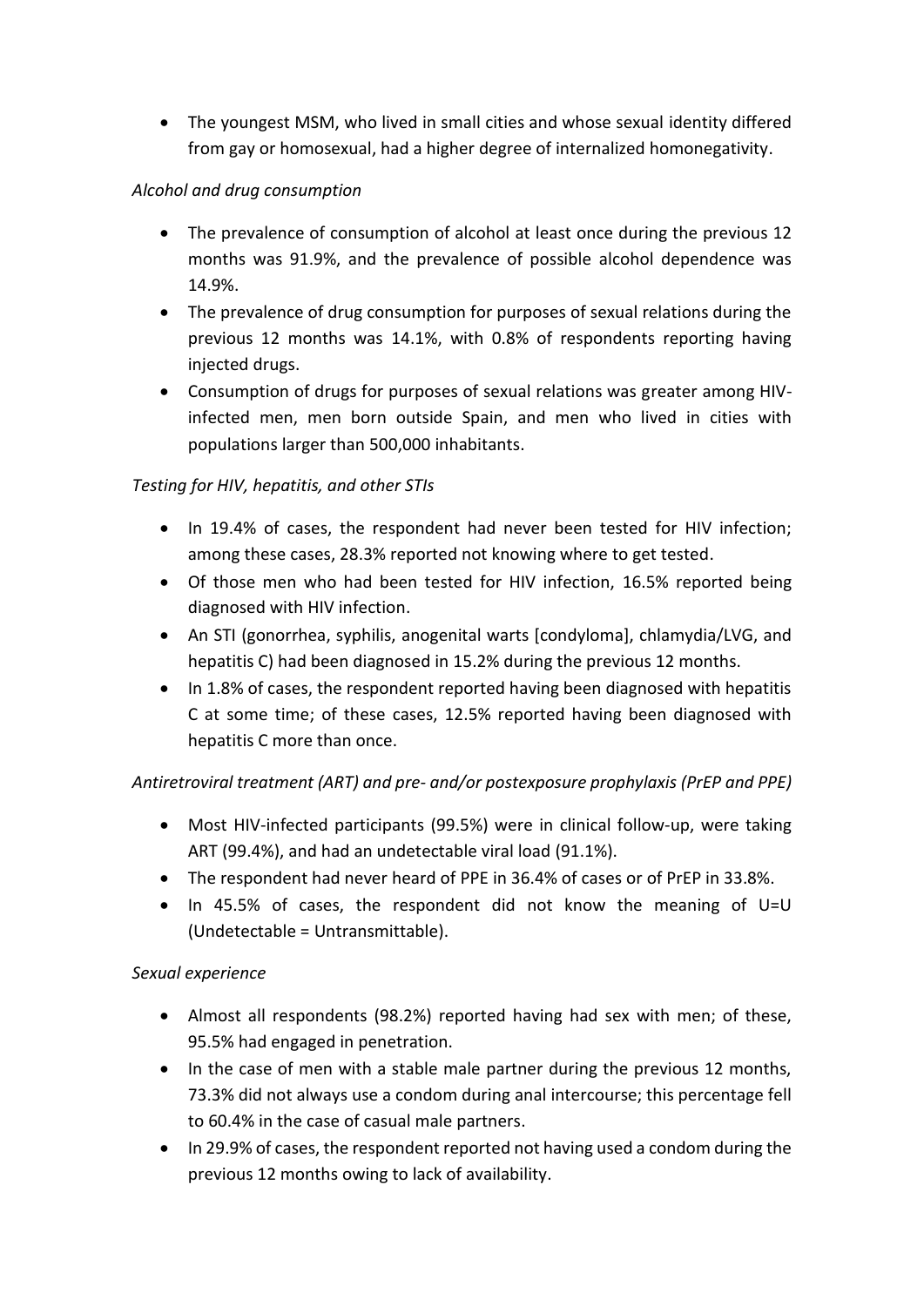- The youngest MSM, who lived in small cities and whose sexual identity differed from gay or homosexual, had a higher degree of internalized homonegativity.

*Alcohol and drug consumption*

- The prevalence of consumption of alcohol at least once during the previous 12 months was 91.9%, and the prevalence of possible alcohol dependence was 14.9%.
- The prevalence of drug consumption for purposes of sexual relations during the previous 12 months was 14.1%, with 0.8% of respondents reporting having injected drugs.
- Consumption of drugs for purposes of sexual relations was greater among HIV-infected men, men born outside Spain, and men who lived in cities with populations larger than 500,000 inhabitants.

*Testing for HIV, hepatitis, and other STIs*

- In 19.4% of cases, the respondent had never been tested for HIV infection; among these cases, 28.3% reported not knowing where to get tested.
- Of those men who had been tested for HIV infection, 16.5% reported being diagnosed with HIV infection.
- An STI (gonorrhea, syphilis, anogenital warts [condyloma], chlamydia/LVG, and hepatitis C) had been diagnosed in 15.2% during the previous 12 months.
- In 1.8% of cases, the respondent reported having been diagnosed with hepatitis C at some time; of these cases, 12.5% reported having been diagnosed with hepatitis C more than once.

*Antiretroviral treatment (ART) and pre- and/or postexposure prophylaxis (PrEP and PPE)*

- Most HIV-infected participants (99.5%) were in clinical follow-up, were taking ART (99.4%), and had an undetectable viral load (91.1%).
- The respondent had never heard of PPE in 36.4% of cases or of PrEP in 33.8%.
- In 45.5% of cases, the respondent did not know the meaning of U=U (Undetectable = Untransmittable).

*Sexual experience*

- Almost all respondents (98.2%) reported having had sex with men; of these, 95.5% had engaged in penetration.
- In the case of men with a stable male partner during the previous 12 months, 73.3% did not always use a condom during anal intercourse; this percentage fell to 60.4% in the case of casual male partners.
- In 29.9% of cases, the respondent reported not having used a condom during the previous 12 months owing to lack of availability.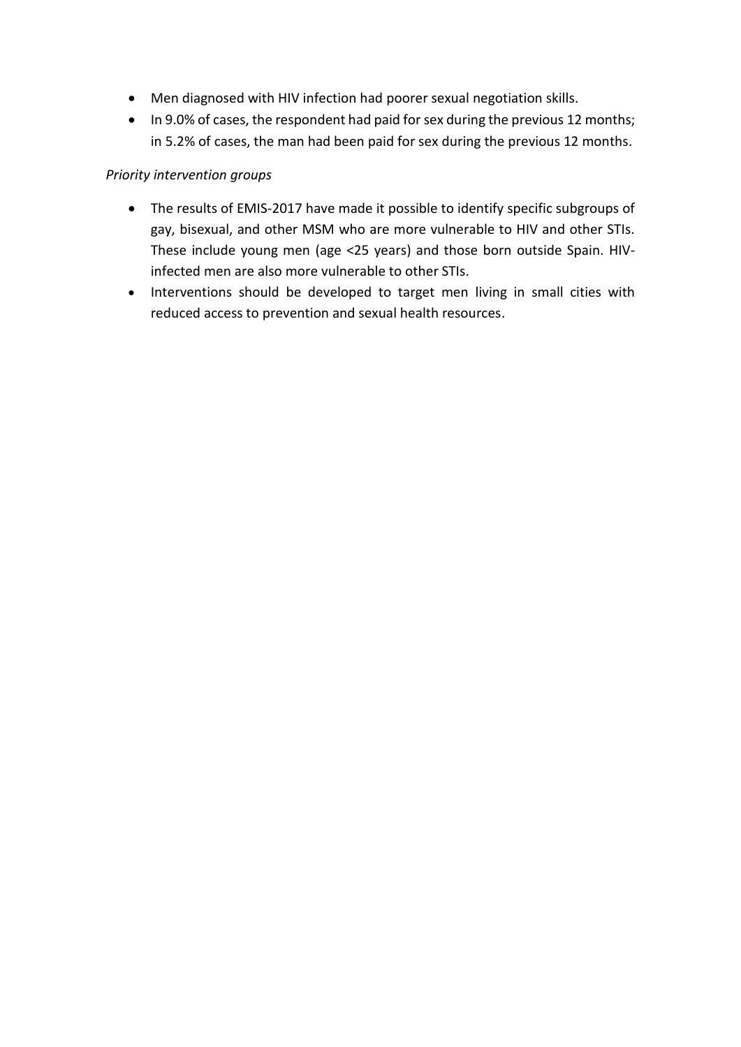- Men diagnosed with HIV infection had poorer sexual negotiation skills.
- In 9.0% of cases, the respondent had paid for sex during the previous 12 months; in 5.2% of cases, the man had been paid for sex during the previous 12 months.

*Priority intervention groups*

- The results of EMIS-2017 have made it possible to identify specific subgroups of gay, bisexual, and other MSM who are more vulnerable to HIV and other STIs. These include young men (age <25 years) and those born outside Spain. HIV-infected men are also more vulnerable to other STIs.
- Interventions should be developed to target men living in small cities with reduced access to prevention and sexual health resources.